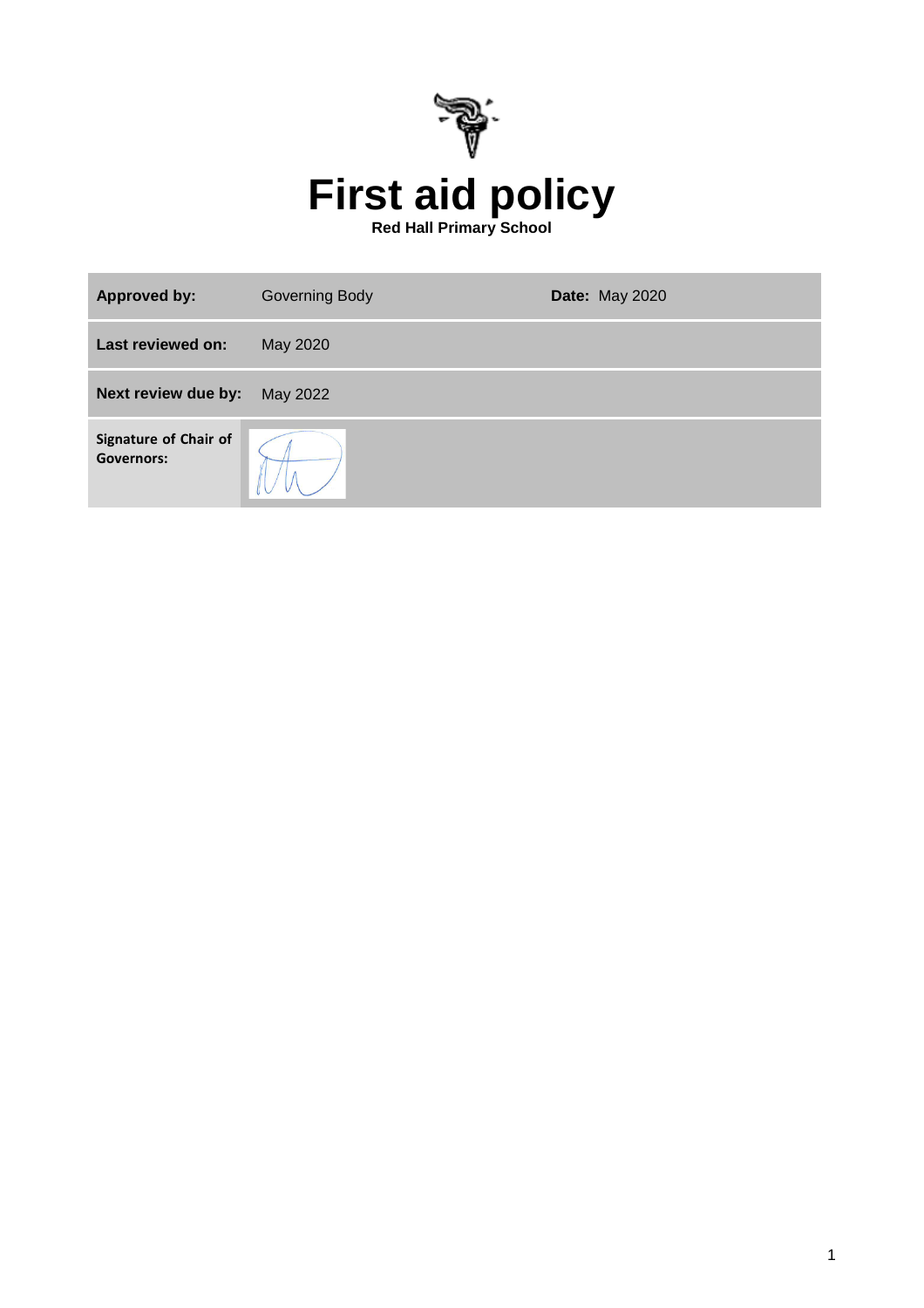# First aid policy

**Red Hall Primary School**

| **Approved by:** | Governing Body | **Date:** May 2020 |
|---|---|---|
| **Last reviewed on:** | May 2020 | |
| **Next review due by:** | May 2022 | |
| **Signature of Chair of Governors:** | | |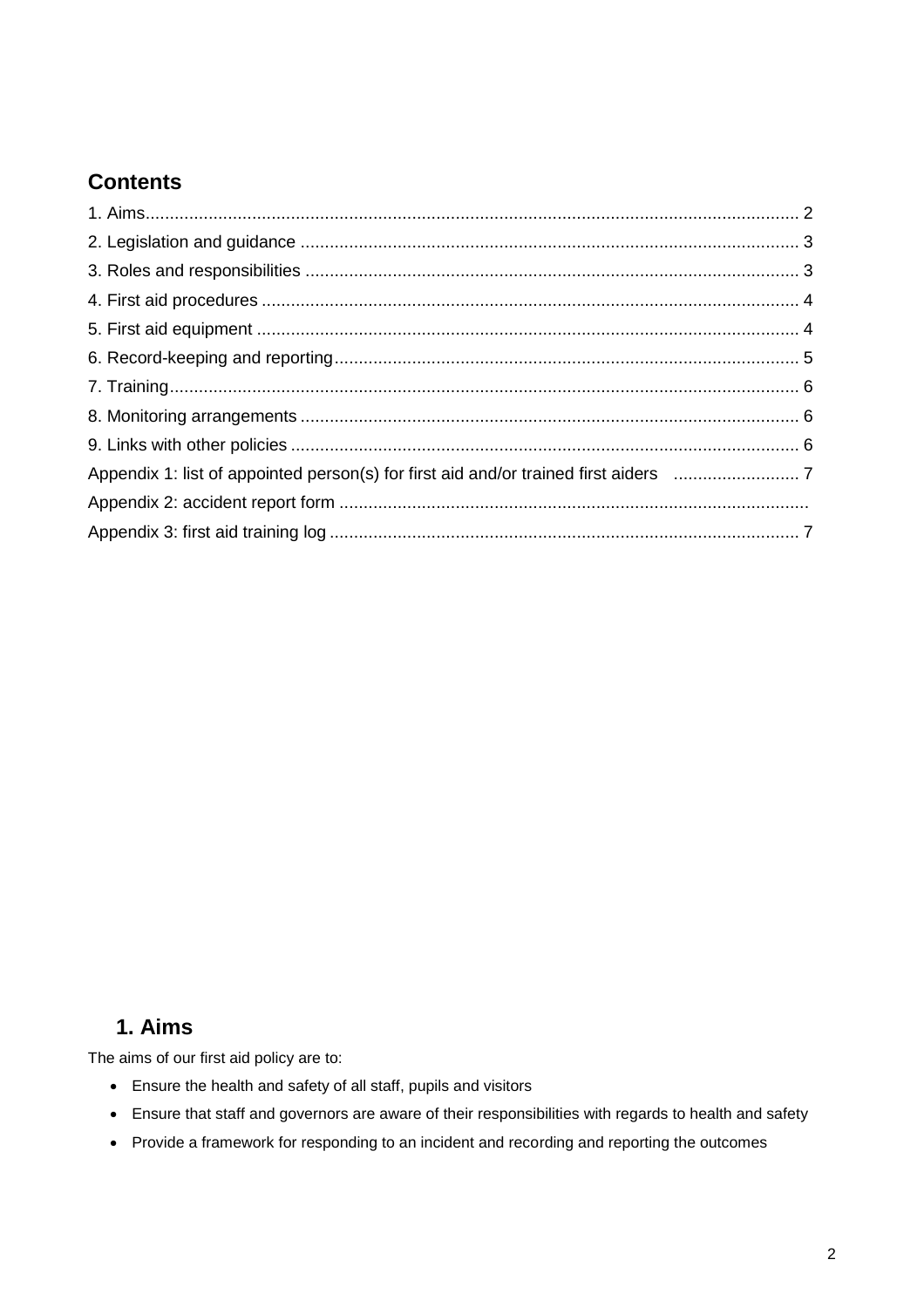## Contents

1. Aims....................................................................................................................................... 2
2. Legislation and guidance ...................................................................................................... 3
3. Roles and responsibilities ..................................................................................................... 3
4. First aid procedures .............................................................................................................. 4
5. First aid equipment ............................................................................................................... 4
6. Record-keeping and reporting................................................................................................ 5
7. Training.................................................................................................................................. 6
8. Monitoring arrangements ...................................................................................................... 6
9. Links with other policies ......................................................................................................... 6
Appendix 1: list of appointed person(s) for first aid and/or trained first aiders .......................... 7
Appendix 2: accident report form ................................................................................................
Appendix 3: first aid training log ................................................................................................. 7

## 1. Aims

The aims of our first aid policy are to:

- Ensure the health and safety of all staff, pupils and visitors
- Ensure that staff and governors are aware of their responsibilities with regards to health and safety
- Provide a framework for responding to an incident and recording and reporting the outcomes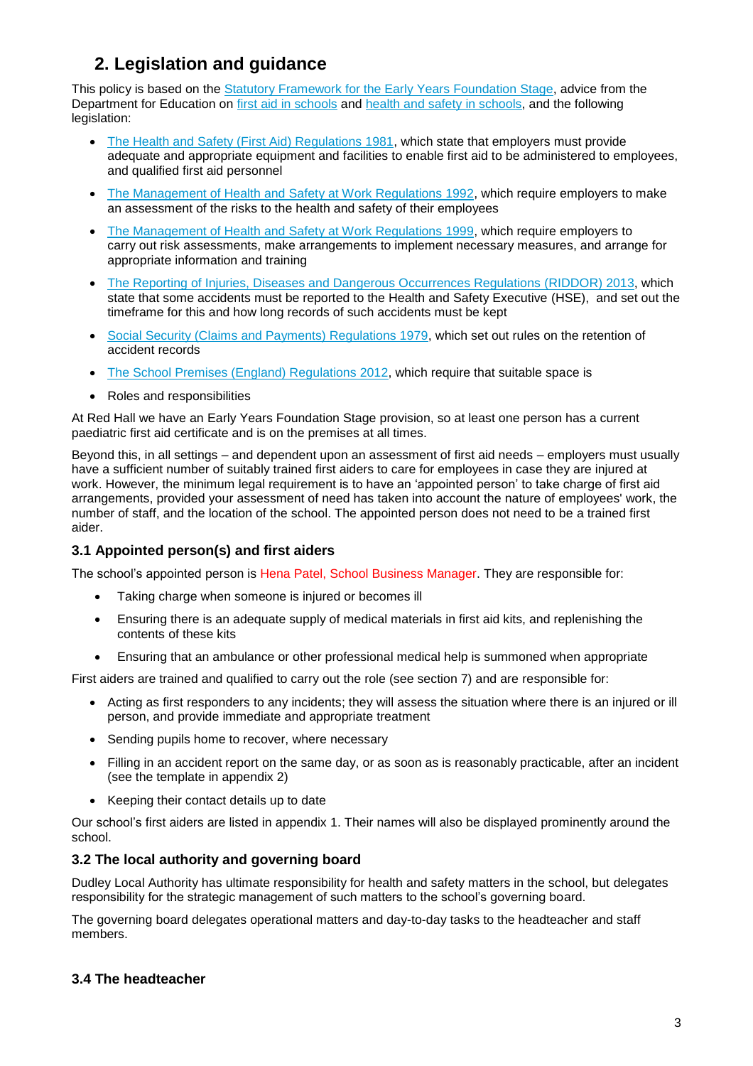## 2. Legislation and guidance

This policy is based on the Statutory Framework for the Early Years Foundation Stage, advice from the Department for Education on first aid in schools and health and safety in schools, and the following legislation:

- The Health and Safety (First Aid) Regulations 1981, which state that employers must provide adequate and appropriate equipment and facilities to enable first aid to be administered to employees, and qualified first aid personnel
- The Management of Health and Safety at Work Regulations 1992, which require employers to make an assessment of the risks to the health and safety of their employees
- The Management of Health and Safety at Work Regulations 1999, which require employers to carry out risk assessments, make arrangements to implement necessary measures, and arrange for appropriate information and training
- The Reporting of Injuries, Diseases and Dangerous Occurrences Regulations (RIDDOR) 2013, which state that some accidents must be reported to the Health and Safety Executive (HSE), and set out the timeframe for this and how long records of such accidents must be kept
- Social Security (Claims and Payments) Regulations 1979, which set out rules on the retention of accident records
- The School Premises (England) Regulations 2012, which require that suitable space is
- Roles and responsibilities

At Red Hall we have an Early Years Foundation Stage provision, so at least one person has a current paediatric first aid certificate and is on the premises at all times.

Beyond this, in all settings – and dependent upon an assessment of first aid needs – employers must usually have a sufficient number of suitably trained first aiders to care for employees in case they are injured at work. However, the minimum legal requirement is to have an 'appointed person' to take charge of first aid arrangements, provided your assessment of need has taken into account the nature of employees' work, the number of staff, and the location of the school. The appointed person does not need to be a trained first aider.

### 3.1 Appointed person(s) and first aiders

The school's appointed person is Hena Patel, School Business Manager. They are responsible for:

- Taking charge when someone is injured or becomes ill
- Ensuring there is an adequate supply of medical materials in first aid kits, and replenishing the contents of these kits
- Ensuring that an ambulance or other professional medical help is summoned when appropriate

First aiders are trained and qualified to carry out the role (see section 7) and are responsible for:

- Acting as first responders to any incidents; they will assess the situation where there is an injured or ill person, and provide immediate and appropriate treatment
- Sending pupils home to recover, where necessary
- Filling in an accident report on the same day, or as soon as is reasonably practicable, after an incident (see the template in appendix 2)
- Keeping their contact details up to date

Our school's first aiders are listed in appendix 1. Their names will also be displayed prominently around the school.

### 3.2 The local authority and governing board

Dudley Local Authority has ultimate responsibility for health and safety matters in the school, but delegates responsibility for the strategic management of such matters to the school's governing board.

The governing board delegates operational matters and day-to-day tasks to the headteacher and staff members.

### 3.4 The headteacher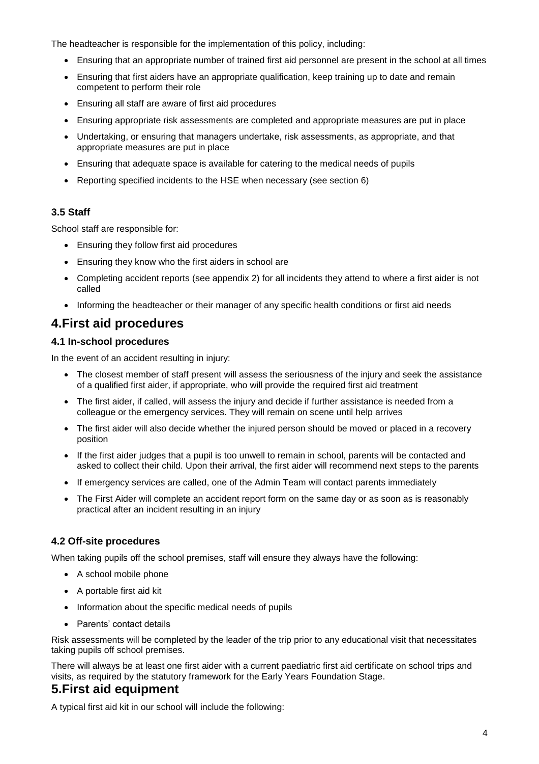The headteacher is responsible for the implementation of this policy, including:

- Ensuring that an appropriate number of trained first aid personnel are present in the school at all times
- Ensuring that first aiders have an appropriate qualification, keep training up to date and remain competent to perform their role
- Ensuring all staff are aware of first aid procedures
- Ensuring appropriate risk assessments are completed and appropriate measures are put in place
- Undertaking, or ensuring that managers undertake, risk assessments, as appropriate, and that appropriate measures are put in place
- Ensuring that adequate space is available for catering to the medical needs of pupils
- Reporting specified incidents to the HSE when necessary (see section 6)

### 3.5 Staff

School staff are responsible for:

- Ensuring they follow first aid procedures
- Ensuring they know who the first aiders in school are
- Completing accident reports (see appendix 2) for all incidents they attend to where a first aider is not called
- Informing the headteacher or their manager of any specific health conditions or first aid needs

## 4.First aid procedures

### 4.1 In-school procedures

In the event of an accident resulting in injury:

- The closest member of staff present will assess the seriousness of the injury and seek the assistance of a qualified first aider, if appropriate, who will provide the required first aid treatment
- The first aider, if called, will assess the injury and decide if further assistance is needed from a colleague or the emergency services. They will remain on scene until help arrives
- The first aider will also decide whether the injured person should be moved or placed in a recovery position
- If the first aider judges that a pupil is too unwell to remain in school, parents will be contacted and asked to collect their child. Upon their arrival, the first aider will recommend next steps to the parents
- If emergency services are called, one of the Admin Team will contact parents immediately
- The First Aider will complete an accident report form on the same day or as soon as is reasonably practical after an incident resulting in an injury

### 4.2 Off-site procedures

When taking pupils off the school premises, staff will ensure they always have the following:

- A school mobile phone
- A portable first aid kit
- Information about the specific medical needs of pupils
- Parents' contact details

Risk assessments will be completed by the leader of the trip prior to any educational visit that necessitates taking pupils off school premises.

There will always be at least one first aider with a current paediatric first aid certificate on school trips and visits, as required by the statutory framework for the Early Years Foundation Stage.

## 5.First aid equipment

A typical first aid kit in our school will include the following: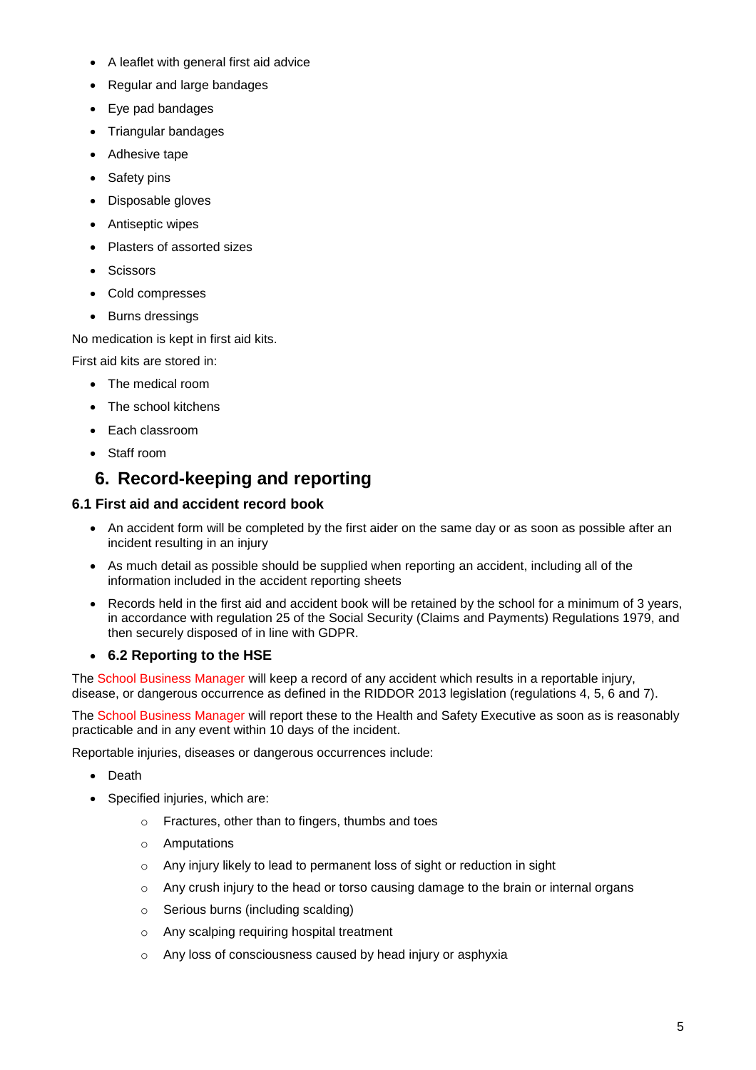- A leaflet with general first aid advice
- Regular and large bandages
- Eye pad bandages
- Triangular bandages
- Adhesive tape
- Safety pins
- Disposable gloves
- Antiseptic wipes
- Plasters of assorted sizes
- Scissors
- Cold compresses
- Burns dressings

No medication is kept in first aid kits.

First aid kits are stored in:

- The medical room
- The school kitchens
- Each classroom
- Staff room

## 6. Record-keeping and reporting

### 6.1 First aid and accident record book

- An accident form will be completed by the first aider on the same day or as soon as possible after an incident resulting in an injury
- As much detail as possible should be supplied when reporting an accident, including all of the information included in the accident reporting sheets
- Records held in the first aid and accident book will be retained by the school for a minimum of 3 years, in accordance with regulation 25 of the Social Security (Claims and Payments) Regulations 1979, and then securely disposed of in line with GDPR.

### 6.2 Reporting to the HSE

The School Business Manager will keep a record of any accident which results in a reportable injury, disease, or dangerous occurrence as defined in the RIDDOR 2013 legislation (regulations 4, 5, 6 and 7).

The School Business Manager will report these to the Health and Safety Executive as soon as is reasonably practicable and in any event within 10 days of the incident.

Reportable injuries, diseases or dangerous occurrences include:

- Death
- Specified injuries, which are:
    - Fractures, other than to fingers, thumbs and toes
    - Amputations
    - Any injury likely to lead to permanent loss of sight or reduction in sight
    - Any crush injury to the head or torso causing damage to the brain or internal organs
    - Serious burns (including scalding)
    - Any scalping requiring hospital treatment
    - Any loss of consciousness caused by head injury or asphyxia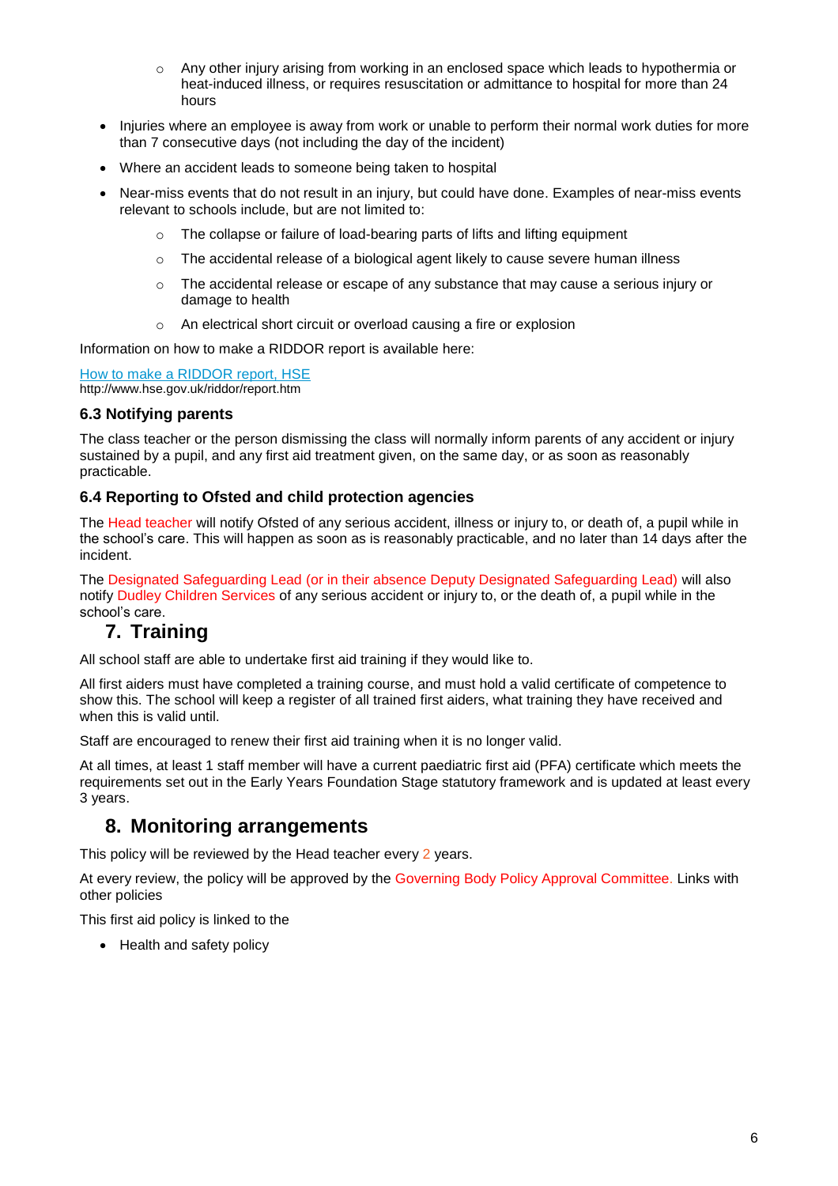- Any other injury arising from working in an enclosed space which leads to hypothermia or heat-induced illness, or requires resuscitation or admittance to hospital for more than 24 hours
- Injuries where an employee is away from work or unable to perform their normal work duties for more than 7 consecutive days (not including the day of the incident)
- Where an accident leads to someone being taken to hospital
- Near-miss events that do not result in an injury, but could have done. Examples of near-miss events relevant to schools include, but are not limited to:
    - The collapse or failure of load-bearing parts of lifts and lifting equipment
    - The accidental release of a biological agent likely to cause severe human illness
    - The accidental release or escape of any substance that may cause a serious injury or damage to health
    - An electrical short circuit or overload causing a fire or explosion

Information on how to make a RIDDOR report is available here:

[How to make a RIDDOR report, HSE](http://www.hse.gov.uk/riddor/report.htm)
http://www.hse.gov.uk/riddor/report.htm

### 6.3 Notifying parents

The class teacher or the person dismissing the class will normally inform parents of any accident or injury sustained by a pupil, and any first aid treatment given, on the same day, or as soon as reasonably practicable.

### 6.4 Reporting to Ofsted and child protection agencies

The Head teacher will notify Ofsted of any serious accident, illness or injury to, or death of, a pupil while in the school's care. This will happen as soon as is reasonably practicable, and no later than 14 days after the incident.

The Designated Safeguarding Lead (or in their absence Deputy Designated Safeguarding Lead) will also notify Dudley Children Services of any serious accident or injury to, or the death of, a pupil while in the school's care.

## 7. Training

All school staff are able to undertake first aid training if they would like to.

All first aiders must have completed a training course, and must hold a valid certificate of competence to show this. The school will keep a register of all trained first aiders, what training they have received and when this is valid until.

Staff are encouraged to renew their first aid training when it is no longer valid.

At all times, at least 1 staff member will have a current paediatric first aid (PFA) certificate which meets the requirements set out in the Early Years Foundation Stage statutory framework and is updated at least every 3 years.

## 8. Monitoring arrangements

This policy will be reviewed by the Head teacher every 2 years.

At every review, the policy will be approved by the Governing Body Policy Approval Committee. Links with other policies

This first aid policy is linked to the

- Health and safety policy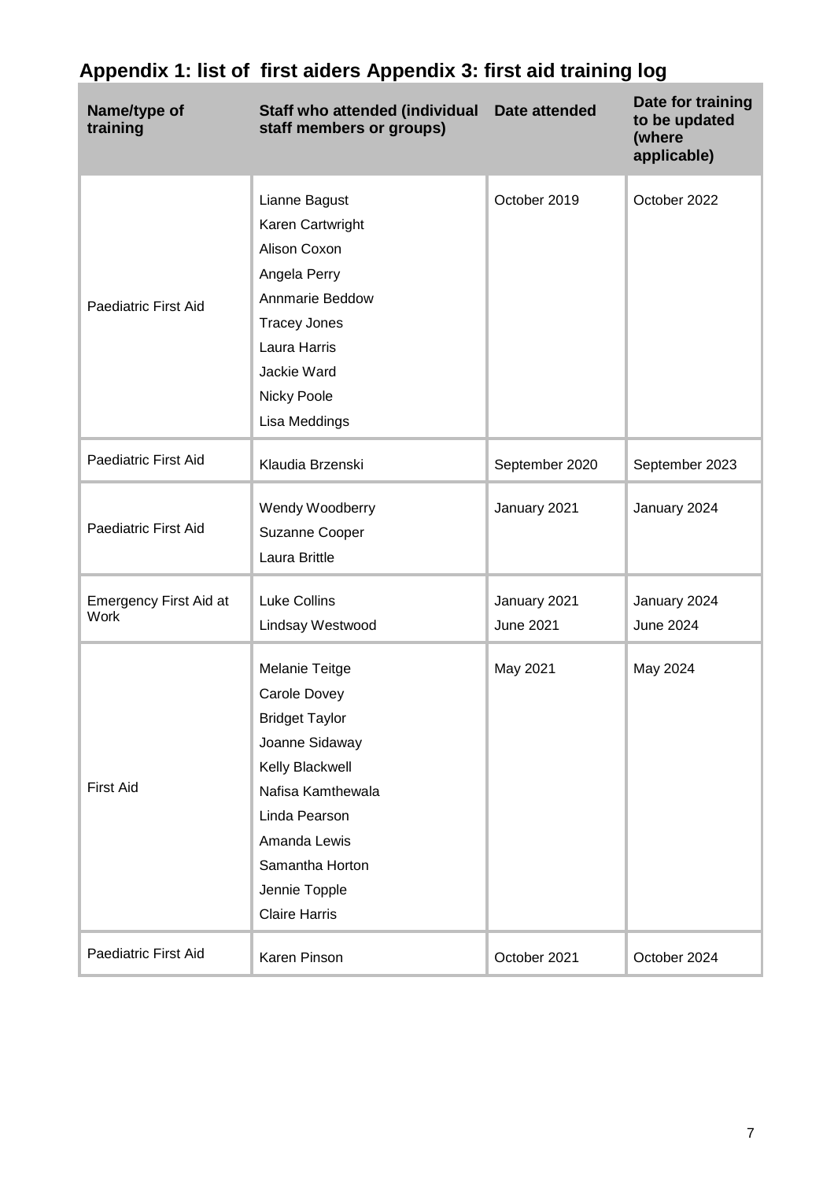## Appendix 1: list of first aiders Appendix 3: first aid training log

| Name/type of training | Staff who attended (individual staff members or groups) | Date attended | Date for training to be updated (where applicable) |
|---|---|---|---|
| Paediatric First Aid | Lianne Bagust<br>Karen Cartwright<br>Alison Coxon<br>Angela Perry<br>Annmarie Beddow<br>Tracey Jones<br>Laura Harris<br>Jackie Ward<br>Nicky Poole<br>Lisa Meddings | October 2019 | October 2022 |
| Paediatric First Aid | Klaudia Brzenski | September 2020 | September 2023 |
| Paediatric First Aid | Wendy Woodberry<br>Suzanne Cooper<br>Laura Brittle | January 2021 | January 2024 |
| Emergency First Aid at Work | Luke Collins<br>Lindsay Westwood | January 2021<br>June 2021 | January 2024<br>June 2024 |
| First Aid | Melanie Teitge<br>Carole Dovey<br>Bridget Taylor<br>Joanne Sidaway<br>Kelly Blackwell<br>Nafisa Kamthewala<br>Linda Pearson<br>Amanda Lewis<br>Samantha Horton<br>Jennie Topple<br>Claire Harris | May 2021 | May 2024 |
| Paediatric First Aid | Karen Pinson | October 2021 | October 2024 |